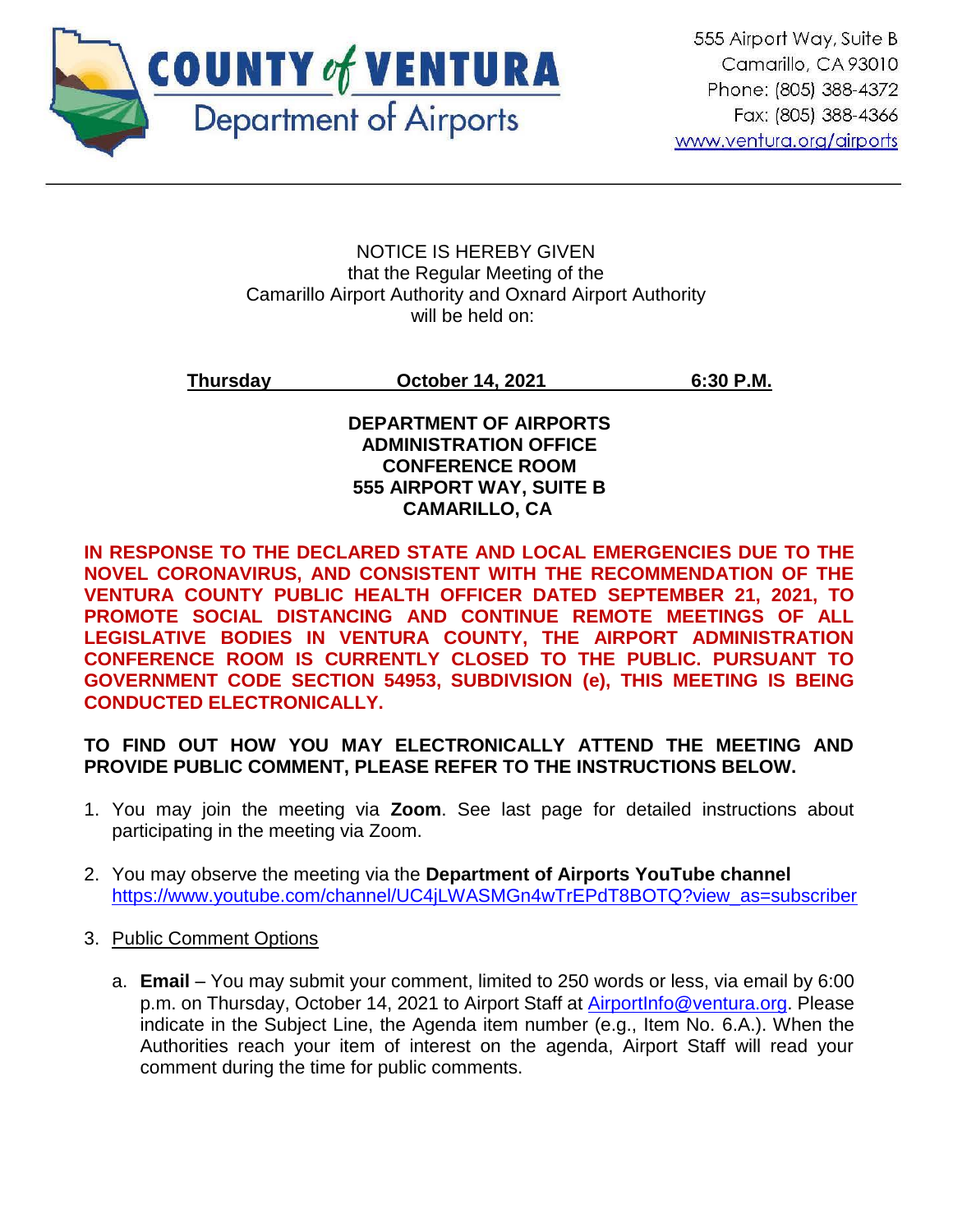**COUNTY of VENTURA**
Department of Airports

555 Airport Way, Suite B
Camarillo, CA 93010
Phone: (805) 388-4372
Fax: (805) 388-4366
www.ventura.org/airports

---

NOTICE IS HEREBY GIVEN
that the Regular Meeting of the
Camarillo Airport Authority and Oxnard Airport Authority
will be held on:

**Thursday** **October 14, 2021** **6:30 P.M.**

**DEPARTMENT OF AIRPORTS
ADMINISTRATION OFFICE
CONFERENCE ROOM
555 AIRPORT WAY, SUITE B
CAMARILLO, CA**

**IN RESPONSE TO THE DECLARED STATE AND LOCAL EMERGENCIES DUE TO THE NOVEL CORONAVIRUS, AND CONSISTENT WITH THE RECOMMENDATION OF THE VENTURA COUNTY PUBLIC HEALTH OFFICER DATED SEPTEMBER 21, 2021, TO PROMOTE SOCIAL DISTANCING AND CONTINUE REMOTE MEETINGS OF ALL LEGISLATIVE BODIES IN VENTURA COUNTY, THE AIRPORT ADMINISTRATION CONFERENCE ROOM IS CURRENTLY CLOSED TO THE PUBLIC. PURSUANT TO GOVERNMENT CODE SECTION 54953, SUBDIVISION (e), THIS MEETING IS BEING CONDUCTED ELECTRONICALLY.**

**TO FIND OUT HOW YOU MAY ELECTRONICALLY ATTEND THE MEETING AND PROVIDE PUBLIC COMMENT, PLEASE REFER TO THE INSTRUCTIONS BELOW.**

1. You may join the meeting via **Zoom**. See last page for detailed instructions about participating in the meeting via Zoom.

2. You may observe the meeting via the **Department of Airports YouTube channel** https://www.youtube.com/channel/UC4jLWASMGn4wTrEPdT8BOTQ?view_as=subscriber

3. Public Comment Options

   a. **Email** – You may submit your comment, limited to 250 words or less, via email by 6:00 p.m. on Thursday, October 14, 2021 to Airport Staff at AirportInfo@ventura.org. Please indicate in the Subject Line, the Agenda item number (e.g., Item No. 6.A.). When the Authorities reach your item of interest on the agenda, Airport Staff will read your comment during the time for public comments.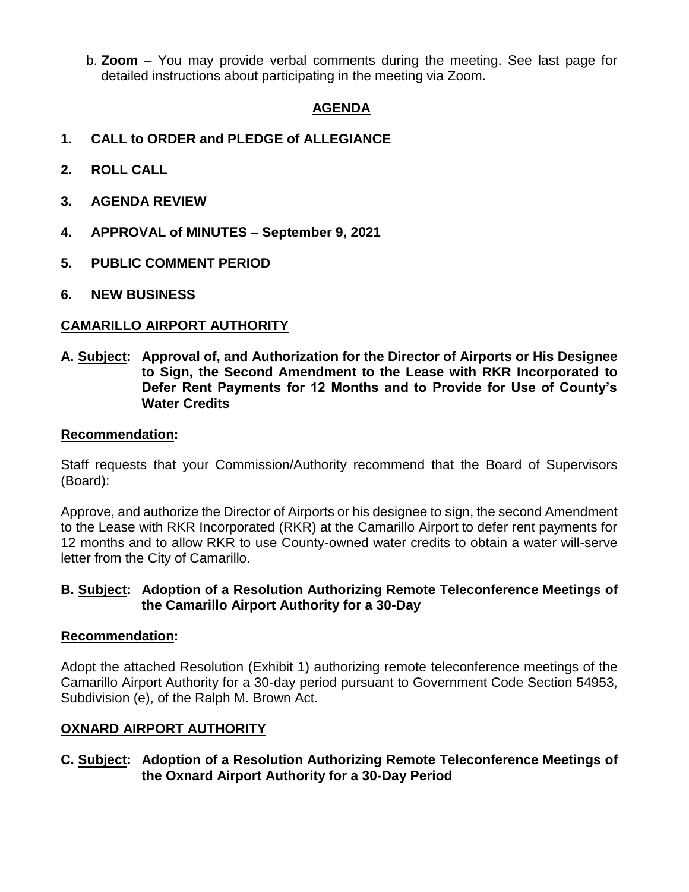b. **Zoom** – You may provide verbal comments during the meeting. See last page for detailed instructions about participating in the meeting via Zoom.

## AGENDA

**1. CALL to ORDER and PLEDGE of ALLEGIANCE**

**2. ROLL CALL**

**3. AGENDA REVIEW**

**4. APPROVAL of MINUTES – September 9, 2021**

**5. PUBLIC COMMENT PERIOD**

**6. NEW BUSINESS**

### CAMARILLO AIRPORT AUTHORITY

**A. Subject: Approval of, and Authorization for the Director of Airports or His Designee to Sign, the Second Amendment to the Lease with RKR Incorporated to Defer Rent Payments for 12 Months and to Provide for Use of County's Water Credits**

**Recommendation:**

Staff requests that your Commission/Authority recommend that the Board of Supervisors (Board):

Approve, and authorize the Director of Airports or his designee to sign, the second Amendment to the Lease with RKR Incorporated (RKR) at the Camarillo Airport to defer rent payments for 12 months and to allow RKR to use County-owned water credits to obtain a water will-serve letter from the City of Camarillo.

**B. Subject: Adoption of a Resolution Authorizing Remote Teleconference Meetings of the Camarillo Airport Authority for a 30-Day**

**Recommendation:**

Adopt the attached Resolution (Exhibit 1) authorizing remote teleconference meetings of the Camarillo Airport Authority for a 30-day period pursuant to Government Code Section 54953, Subdivision (e), of the Ralph M. Brown Act.

### OXNARD AIRPORT AUTHORITY

**C. Subject: Adoption of a Resolution Authorizing Remote Teleconference Meetings of the Oxnard Airport Authority for a 30-Day Period**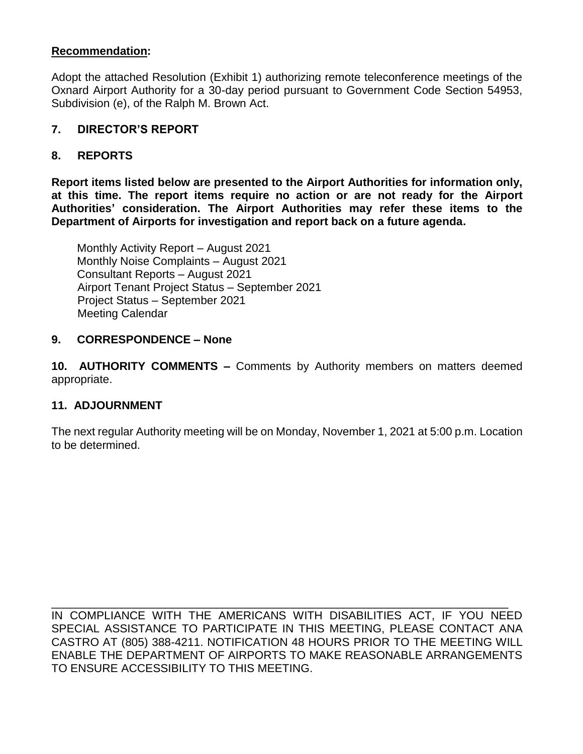**Recommendation:**

Adopt the attached Resolution (Exhibit 1) authorizing remote teleconference meetings of the Oxnard Airport Authority for a 30-day period pursuant to Government Code Section 54953, Subdivision (e), of the Ralph M. Brown Act.

## 7. DIRECTOR'S REPORT

## 8. REPORTS

**Report items listed below are presented to the Airport Authorities for information only, at this time. The report items require no action or are not ready for the Airport Authorities' consideration. The Airport Authorities may refer these items to the Department of Airports for investigation and report back on a future agenda.**

Monthly Activity Report – August 2021
Monthly Noise Complaints – August 2021
Consultant Reports – August 2021
Airport Tenant Project Status – September 2021
Project Status – September 2021
Meeting Calendar

## 9. CORRESPONDENCE – None

**10. AUTHORITY COMMENTS –** Comments by Authority members on matters deemed appropriate.

## 11. ADJOURNMENT

The next regular Authority meeting will be on Monday, November 1, 2021 at 5:00 p.m. Location to be determined.

---

IN COMPLIANCE WITH THE AMERICANS WITH DISABILITIES ACT, IF YOU NEED SPECIAL ASSISTANCE TO PARTICIPATE IN THIS MEETING, PLEASE CONTACT ANA CASTRO AT (805) 388-4211. NOTIFICATION 48 HOURS PRIOR TO THE MEETING WILL ENABLE THE DEPARTMENT OF AIRPORTS TO MAKE REASONABLE ARRANGEMENTS TO ENSURE ACCESSIBILITY TO THIS MEETING.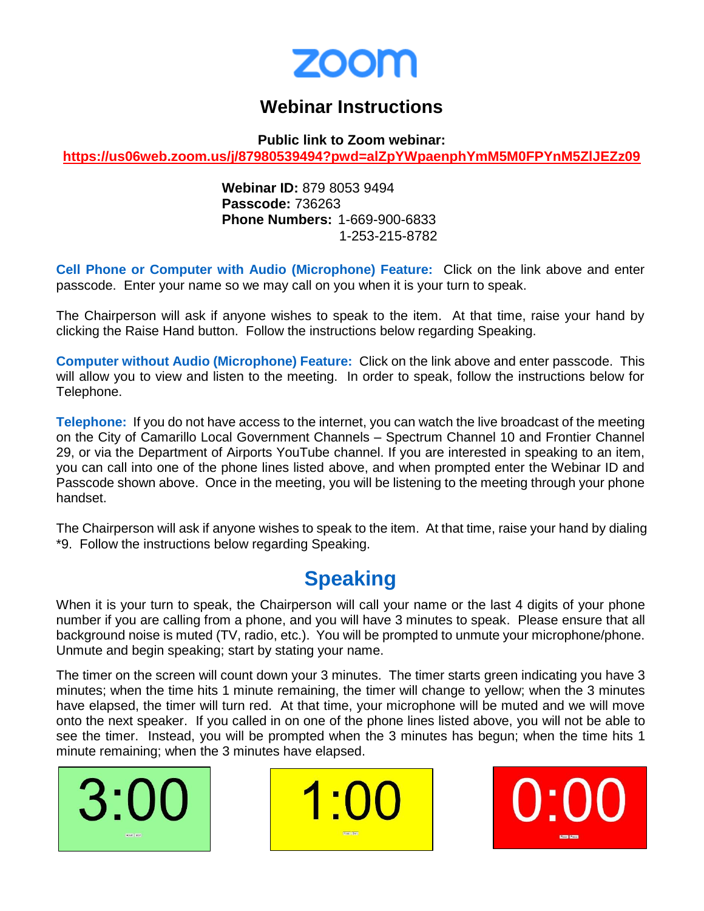zoom

# Webinar Instructions

**Public link to Zoom webinar:**
**https://us06web.zoom.us/j/87980539494?pwd=alZpYWpaenphYmM5M0FPYnM5ZlJEZz09**

**Webinar ID:** 879 8053 9494
**Passcode:** 736263
**Phone Numbers:** 1-669-900-6833
1-253-215-8782

**Cell Phone or Computer with Audio (Microphone) Feature:** Click on the link above and enter passcode. Enter your name so we may call on you when it is your turn to speak.

The Chairperson will ask if anyone wishes to speak to the item. At that time, raise your hand by clicking the Raise Hand button. Follow the instructions below regarding Speaking.

**Computer without Audio (Microphone) Feature:** Click on the link above and enter passcode. This will allow you to view and listen to the meeting. In order to speak, follow the instructions below for Telephone.

**Telephone:** If you do not have access to the internet, you can watch the live broadcast of the meeting on the City of Camarillo Local Government Channels – Spectrum Channel 10 and Frontier Channel 29, or via the Department of Airports YouTube channel. If you are interested in speaking to an item, you can call into one of the phone lines listed above, and when prompted enter the Webinar ID and Passcode shown above. Once in the meeting, you will be listening to the meeting through your phone handset.

The Chairperson will ask if anyone wishes to speak to the item. At that time, raise your hand by dialing *9. Follow the instructions below regarding Speaking.

## Speaking

When it is your turn to speak, the Chairperson will call your name or the last 4 digits of your phone number if you are calling from a phone, and you will have 3 minutes to speak. Please ensure that all background noise is muted (TV, radio, etc.). You will be prompted to unmute your microphone/phone. Unmute and begin speaking; start by stating your name.

The timer on the screen will count down your 3 minutes. The timer starts green indicating you have 3 minutes; when the time hits 1 minute remaining, the timer will change to yellow; when the 3 minutes have elapsed, the timer will turn red. At that time, your microphone will be muted and we will move onto the next speaker. If you called in on one of the phone lines listed above, you will not be able to see the timer. Instead, you will be prompted when the 3 minutes has begun; when the time hits 1 minute remaining; when the 3 minutes have elapsed.

3:00

1:00

0:00